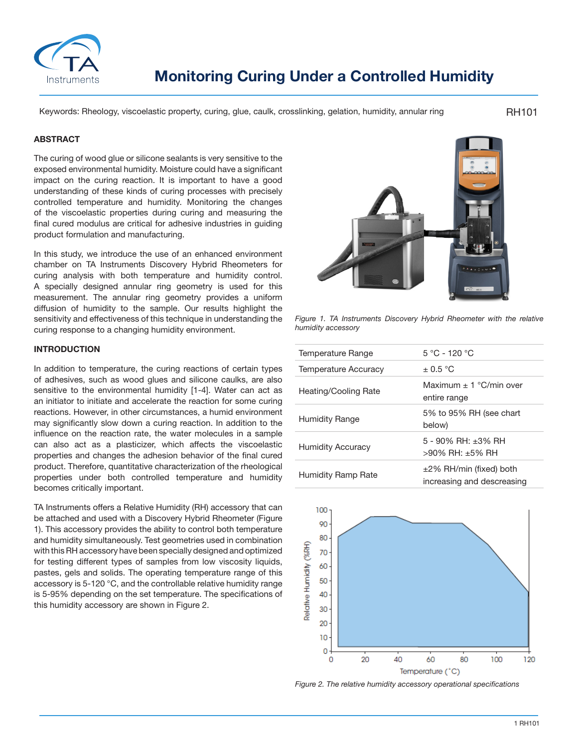# Monitoring Curing Under a Controlled Humidity

Keywords: Rheology, viscoelastic property, curing, glue, caulk, crosslinking, gelation, humidity, annular ring

RH101

## ABSTRACT

The curing of wood glue or silicone sealants is very sensitive to the exposed environmental humidity. Moisture could have a significant impact on the curing reaction. It is important to have a good understanding of these kinds of curing processes with precisely controlled temperature and humidity. Monitoring the changes of the viscoelastic properties during curing and measuring the final cured modulus are critical for adhesive industries in guiding product formulation and manufacturing.

In this study, we introduce the use of an enhanced environment chamber on TA Instruments Discovery Hybrid Rheometers for curing analysis with both temperature and humidity control. A specially designed annular ring geometry is used for this measurement. The annular ring geometry provides a uniform diffusion of humidity to the sample. Our results highlight the sensitivity and effectiveness of this technique in understanding the curing response to a changing humidity environment.

## INTRODUCTION

In addition to temperature, the curing reactions of certain types of adhesives, such as wood glues and silicone caulks, are also sensitive to the environmental humidity [1-4]. Water can act as an initiator to initiate and accelerate the reaction for some curing reactions. However, in other circumstances, a humid environment may significantly slow down a curing reaction. In addition to the influence on the reaction rate, the water molecules in a sample can also act as a plasticizer, which affects the viscoelastic properties and changes the adhesion behavior of the final cured product. Therefore, quantitative characterization of the rheological properties under both controlled temperature and humidity becomes critically important.

TA Instruments offers a Relative Humidity (RH) accessory that can be attached and used with a Discovery Hybrid Rheometer (Figure 1). This accessory provides the ability to control both temperature and humidity simultaneously. Test geometries used in combination with this RH accessory have been specially designed and optimized for testing different types of samples from low viscosity liquids, pastes, gels and solids. The operating temperature range of this accessory is 5-120 °C, and the controllable relative humidity range is 5-95% depending on the set temperature. The specifications of this humidity accessory are shown in Figure 2.

*Figure 1. TA Instruments Discovery Hybrid Rheometer with the relative humidity accessory*

| Temperature Range | 5 °C - 120 °C |
|---|---|
| Temperature Accuracy | ± 0.5 °C |
| Heating/Cooling Rate | Maximum ± 1 °C/min over entire range |
| Humidity Range | 5% to 95% RH (see chart below) |
| Humidity Accuracy | 5 - 90% RH: ±3% RH<br>>90% RH: ±5% RH |
| Humidity Ramp Rate | ±2% RH/min (fixed) both increasing and descreasing |

*Figure 2. The relative humidity accessory operational specifications*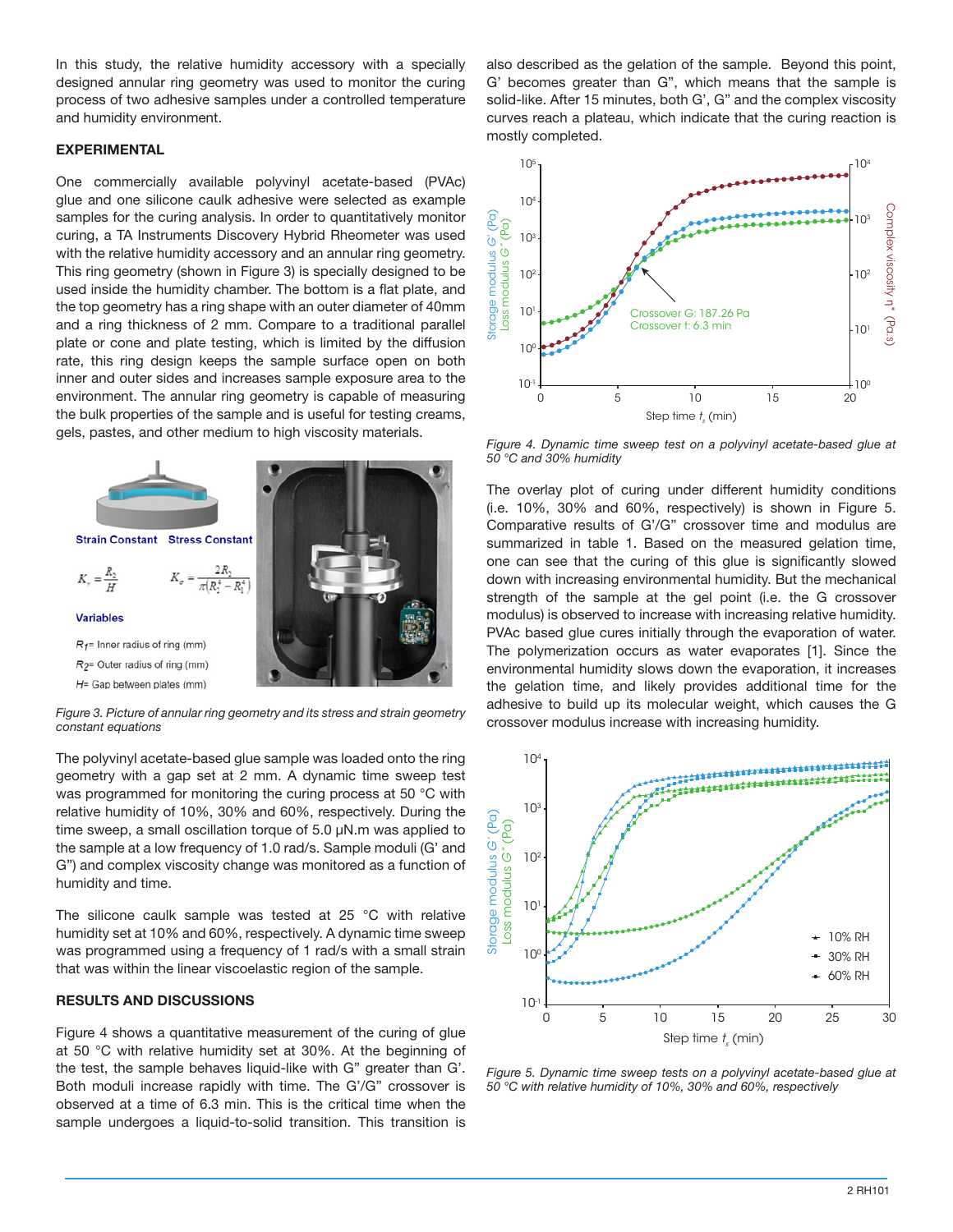In this study, the relative humidity accessory with a specially designed annular ring geometry was used to monitor the curing process of two adhesive samples under a controlled temperature and humidity environment.

## EXPERIMENTAL

One commercially available polyvinyl acetate-based (PVAc) glue and one silicone caulk adhesive were selected as example samples for the curing analysis. In order to quantitatively monitor curing, a TA Instruments Discovery Hybrid Rheometer was used with the relative humidity accessory and an annular ring geometry. This ring geometry (shown in Figure 3) is specially designed to be used inside the humidity chamber. The bottom is a flat plate, and the top geometry has a ring shape with an outer diameter of 40mm and a ring thickness of 2 mm. Compare to a traditional parallel plate or cone and plate testing, which is limited by the diffusion rate, this ring design keeps the sample surface open on both inner and outer sides and increases sample exposure area to the environment. The annular ring geometry is capable of measuring the bulk properties of the sample and is useful for testing creams, gels, pastes, and other medium to high viscosity materials.

**Strain Constant** $K_\gamma = \frac{R_2}{H}$ **Stress Constant** $K_\sigma = \frac{2R_2}{\pi(R_2^4 - R_1^4)}$

**Variables**

$R_1$= Inner radius of ring (mm)

$R_2$= Outer radius of ring (mm)

$H$= Gap between plates (mm)

*Figure 3. Picture of annular ring geometry and its stress and strain geometry constant equations*

The polyvinyl acetate-based glue sample was loaded onto the ring geometry with a gap set at 2 mm. A dynamic time sweep test was programmed for monitoring the curing process at 50 °C with relative humidity of 10%, 30% and 60%, respectively. During the time sweep, a small oscillation torque of 5.0 μN.m was applied to the sample at a low frequency of 1.0 rad/s. Sample moduli (G' and G") and complex viscosity change was monitored as a function of humidity and time.

The silicone caulk sample was tested at 25 °C with relative humidity set at 10% and 60%, respectively. A dynamic time sweep was programmed using a frequency of 1 rad/s with a small strain that was within the linear viscoelastic region of the sample.

## RESULTS AND DISCUSSIONS

Figure 4 shows a quantitative measurement of the curing of glue at 50 °C with relative humidity set at 30%. At the beginning of the test, the sample behaves liquid-like with G" greater than G'. Both moduli increase rapidly with time. The G'/G" crossover is observed at a time of 6.3 min. This is the critical time when the sample undergoes a liquid-to-solid transition. This transition is also described as the gelation of the sample. Beyond this point, G' becomes greater than G", which means that the sample is solid-like. After 15 minutes, both G', G" and the complex viscosity curves reach a plateau, which indicate that the curing reaction is mostly completed.

*Figure 4. Dynamic time sweep test on a polyvinyl acetate-based glue at 50 °C and 30% humidity*

The overlay plot of curing under different humidity conditions (i.e. 10%, 30% and 60%, respectively) is shown in Figure 5. Comparative results of G'/G" crossover time and modulus are summarized in table 1. Based on the measured gelation time, one can see that the curing of this glue is significantly slowed down with increasing environmental humidity. But the mechanical strength of the sample at the gel point (i.e. the G crossover modulus) is observed to increase with increasing relative humidity. PVAc based glue cures initially through the evaporation of water. The polymerization occurs as water evaporates [1]. Since the environmental humidity slows down the evaporation, it increases the gelation time, and likely provides additional time for the adhesive to build up its molecular weight, which causes the G crossover modulus increase with increasing humidity.

*Figure 5. Dynamic time sweep tests on a polyvinyl acetate-based glue at 50 °C with relative humidity of 10%, 30% and 60%, respectively*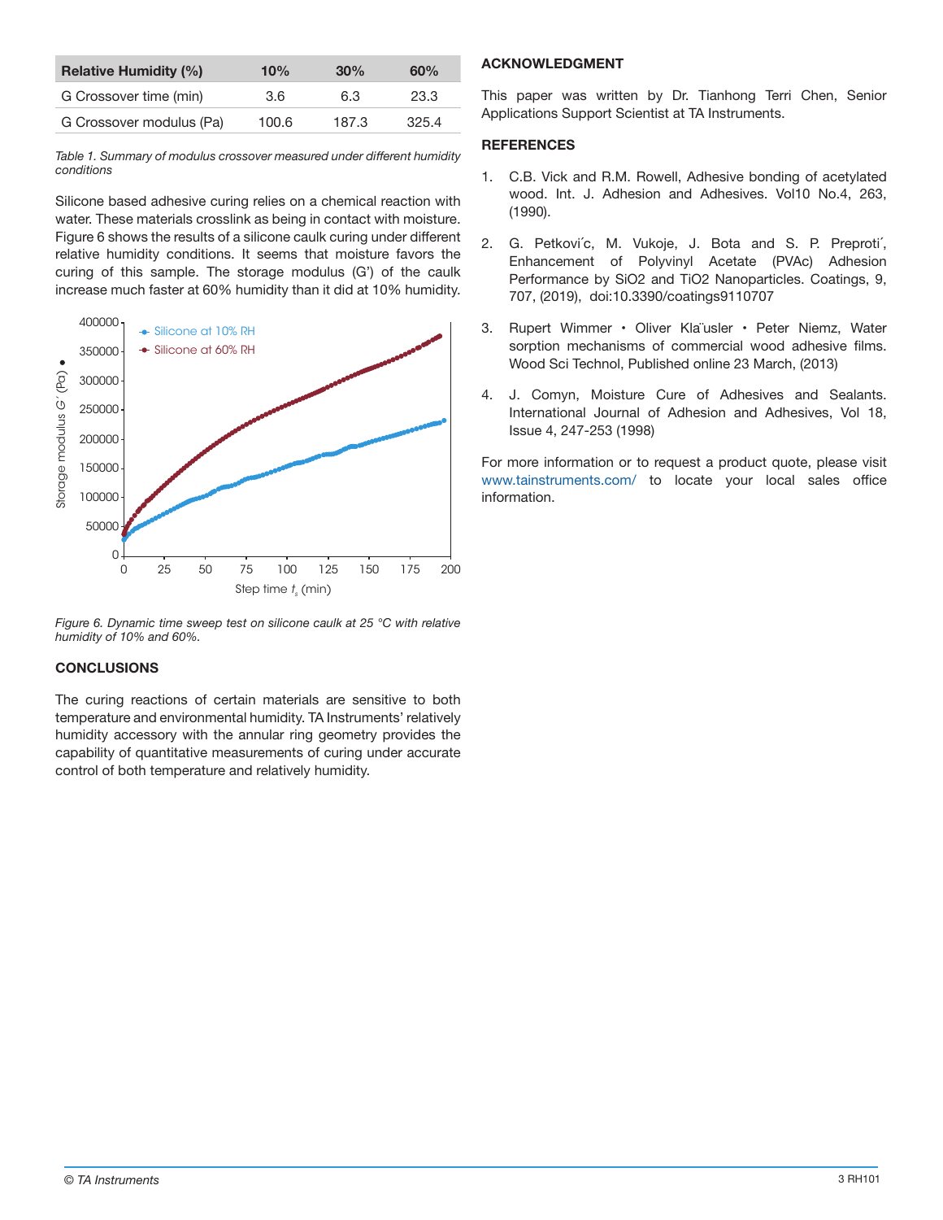| Relative Humidity (%) | 10% | 30% | 60% |
|---|---|---|---|
| G Crossover time (min) | 3.6 | 6.3 | 23.3 |
| G Crossover modulus (Pa) | 100.6 | 187.3 | 325.4 |

*Table 1. Summary of modulus crossover measured under different humidity conditions*

Silicone based adhesive curing relies on a chemical reaction with water. These materials crosslink as being in contact with moisture. Figure 6 shows the results of a silicone caulk curing under different relative humidity conditions. It seems that moisture favors the curing of this sample. The storage modulus (G') of the caulk increase much faster at 60% humidity than it did at 10% humidity.

Silicone at 10% RH
Silicone at 60% RH
Storage modulus G' (Pa)
400000
350000
300000
250000
200000
150000
100000
50000
0
0 25 50 75 100 125 150 175 200
Step time $t_s$ (min)

*Figure 6. Dynamic time sweep test on silicone caulk at 25 °C with relative humidity of 10% and 60%.*

## CONCLUSIONS

The curing reactions of certain materials are sensitive to both temperature and environmental humidity. TA Instruments' relatively humidity accessory with the annular ring geometry provides the capability of quantitative measurements of curing under accurate control of both temperature and relatively humidity.

## ACKNOWLEDGMENT

This paper was written by Dr. Tianhong Terri Chen, Senior Applications Support Scientist at TA Instruments.

## REFERENCES

1. C.B. Vick and R.M. Rowell, Adhesive bonding of acetylated wood. Int. J. Adhesion and Adhesives. Vol10 No.4, 263, (1990).
2. G. Petkovi´c, M. Vukoje, J. Bota and S. P. Preproti´, Enhancement of Polyvinyl Acetate (PVAc) Adhesion Performance by SiO2 and TiO2 Nanoparticles. Coatings, 9, 707, (2019), doi:10.3390/coatings9110707
3. Rupert Wimmer • Oliver Kla¨usler • Peter Niemz, Water sorption mechanisms of commercial wood adhesive films. Wood Sci Technol, Published online 23 March, (2013)
4. J. Comyn, Moisture Cure of Adhesives and Sealants. International Journal of Adhesion and Adhesives, Vol 18, Issue 4, 247-253 (1998)

For more information or to request a product quote, please visit www.tainstruments.com/ to locate your local sales office information.